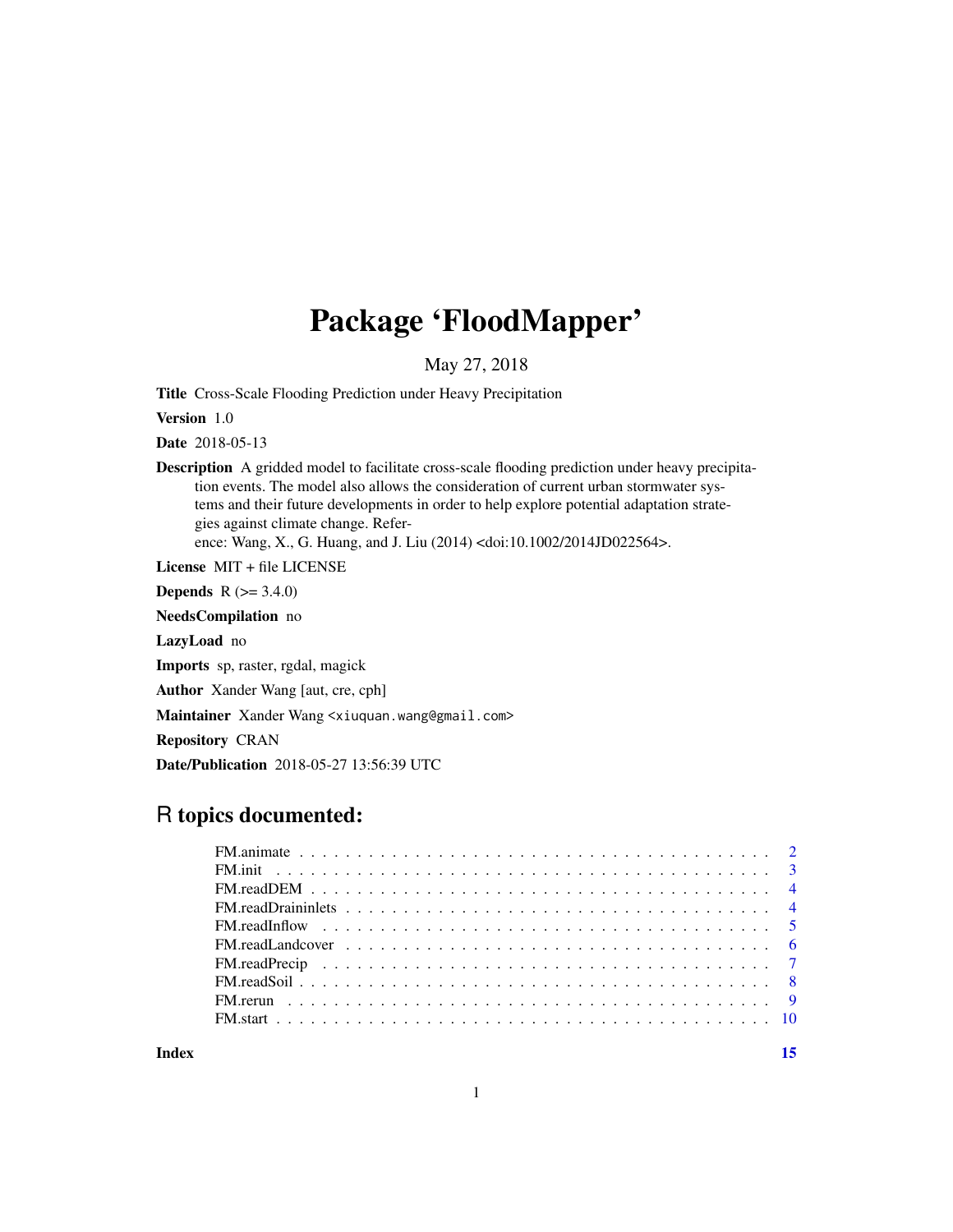# Package 'FloodMapper'

May 27, 2018

**Title** Cross-Scale Flooding Prediction under Heavy Precipitation

**Version** 1.0

**Date** 2018-05-13

**Description** A gridded model to facilitate cross-scale flooding prediction under heavy precipitation events. The model also allows the consideration of current urban stormwater systems and their future developments in order to help explore potential adaptation strategies against climate change. Reference: Wang, X., G. Huang, and J. Liu (2014) <doi:10.1002/2014JD022564>.

**License** MIT + file LICENSE

**Depends** R (>= 3.4.0)

**NeedsCompilation** no

**LazyLoad** no

**Imports** sp, raster, rgdal, magick

**Author** Xander Wang [aut, cre, cph]

**Maintainer** Xander Wang <xiuquan.wang@gmail.com>

**Repository** CRAN

**Date/Publication** 2018-05-27 13:56:39 UTC

## R topics documented:

FM.animate . . . . . . . . . . . . . . . . . . . . . . . . . . . . . . . . . . . . . . . . 2
FM.init . . . . . . . . . . . . . . . . . . . . . . . . . . . . . . . . . . . . . . . . . . 3
FM.readDEM . . . . . . . . . . . . . . . . . . . . . . . . . . . . . . . . . . . . . . . . 4
FM.readDraininlets . . . . . . . . . . . . . . . . . . . . . . . . . . . . . . . . . . . . 4
FM.readInflow . . . . . . . . . . . . . . . . . . . . . . . . . . . . . . . . . . . . . . 5
FM.readLandcover . . . . . . . . . . . . . . . . . . . . . . . . . . . . . . . . . . . . 6
FM.readPrecip . . . . . . . . . . . . . . . . . . . . . . . . . . . . . . . . . . . . . . 7
FM.readSoil . . . . . . . . . . . . . . . . . . . . . . . . . . . . . . . . . . . . . . . 8
FM.rerun . . . . . . . . . . . . . . . . . . . . . . . . . . . . . . . . . . . . . . . . . 9
FM.start . . . . . . . . . . . . . . . . . . . . . . . . . . . . . . . . . . . . . . . . . 10

**Index** 15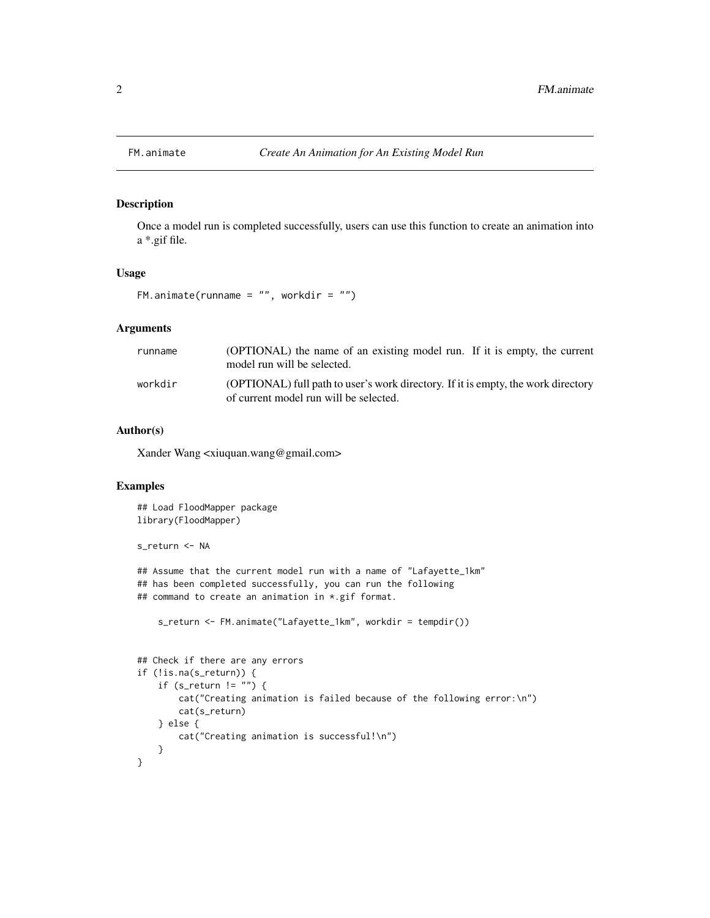# FM.animate — *Create An Animation for An Existing Model Run*

## Description

Once a model run is completed successfully, users can use this function to create an animation into a *.gif file.

## Usage

```
FM.animate(runname = "", workdir = "")
```

## Arguments

| | |
|---|---|
| runname | (OPTIONAL) the name of an existing model run. If it is empty, the current model run will be selected. |
| workdir | (OPTIONAL) full path to user's work directory. If it is empty, the work directory of current model run will be selected. |

## Author(s)

Xander Wang <xiuquan.wang@gmail.com>

## Examples

```
## Load FloodMapper package
library(FloodMapper)

s_return <- NA

## Assume that the current model run with a name of "Lafayette_1km"
## has been completed successfully, you can run the following
## command to create an animation in *.gif format.

    s_return <- FM.animate("Lafayette_1km", workdir = tempdir())


## Check if there are any errors
if (!is.na(s_return)) {
    if (s_return != "") {
        cat("Creating animation is failed because of the following error:\n")
        cat(s_return)
    } else {
        cat("Creating animation is successful!\n")
    }
}
```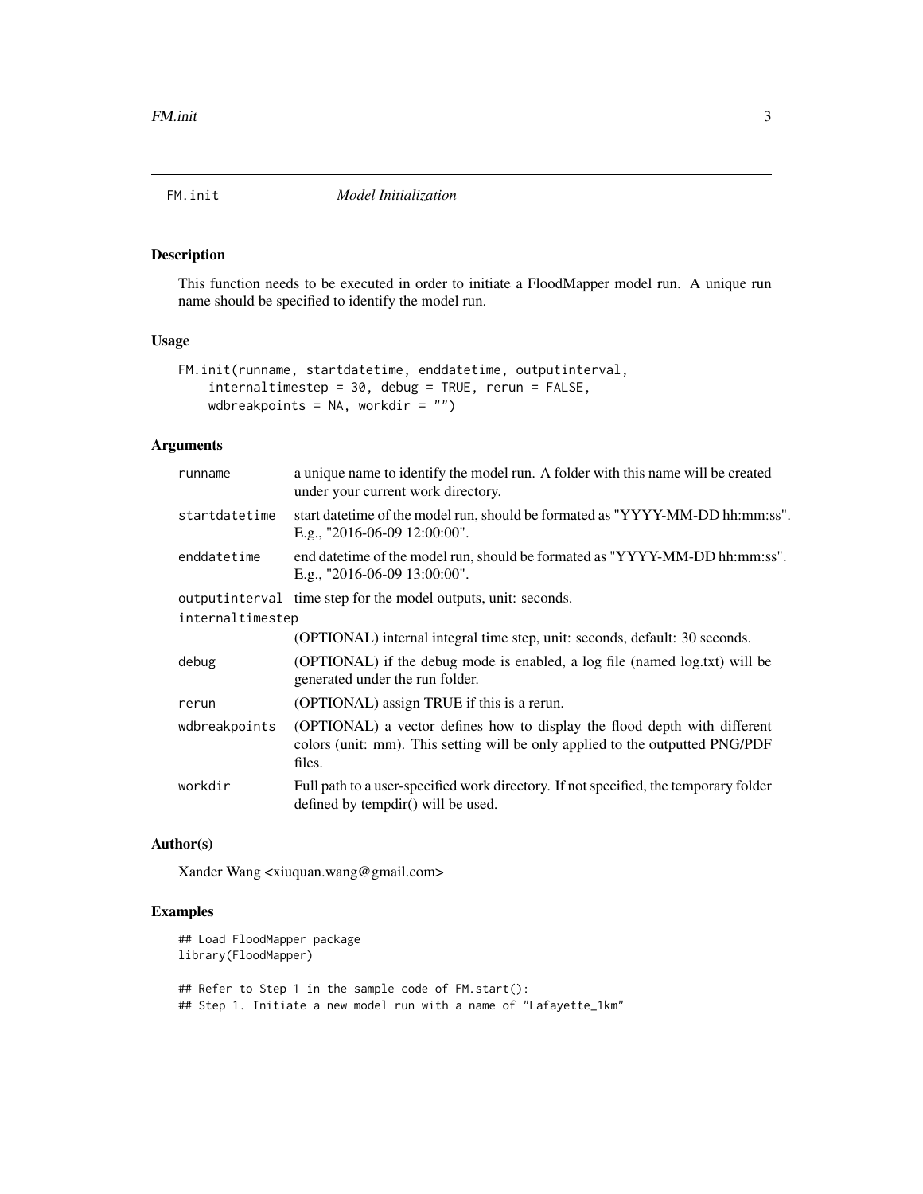## FM.init *Model Initialization*

### Description

This function needs to be executed in order to initiate a FloodMapper model run. A unique run name should be specified to identify the model run.

### Usage

```
FM.init(runname, startdatetime, enddatetime, outputinterval,
    internaltimestep = 30, debug = TRUE, rerun = FALSE,
    wdbreakpoints = NA, workdir = "")
```

### Arguments

| Argument | Description |
| --- | --- |
| `runname` | a unique name to identify the model run. A folder with this name will be created under your current work directory. |
| `startdatetime` | start datetime of the model run, should be formated as "YYYY-MM-DD hh:mm:ss". E.g., "2016-06-09 12:00:00". |
| `enddatetime` | end datetime of the model run, should be formated as "YYYY-MM-DD hh:mm:ss". E.g., "2016-06-09 13:00:00". |
| `outputinterval` | time step for the model outputs, unit: seconds. |
| `internaltimestep` | (OPTIONAL) internal integral time step, unit: seconds, default: 30 seconds. |
| `debug` | (OPTIONAL) if the debug mode is enabled, a log file (named log.txt) will be generated under the run folder. |
| `rerun` | (OPTIONAL) assign TRUE if this is a rerun. |
| `wdbreakpoints` | (OPTIONAL) a vector defines how to display the flood depth with different colors (unit: mm). This setting will be only applied to the outputted PNG/PDF files. |
| `workdir` | Full path to a user-specified work directory. If not specified, the temporary folder defined by tempdir() will be used. |

### Author(s)

Xander Wang <xiuquan.wang@gmail.com>

### Examples

```
## Load FloodMapper package
library(FloodMapper)

## Refer to Step 1 in the sample code of FM.start():
## Step 1. Initiate a new model run with a name of "Lafayette_1km"
```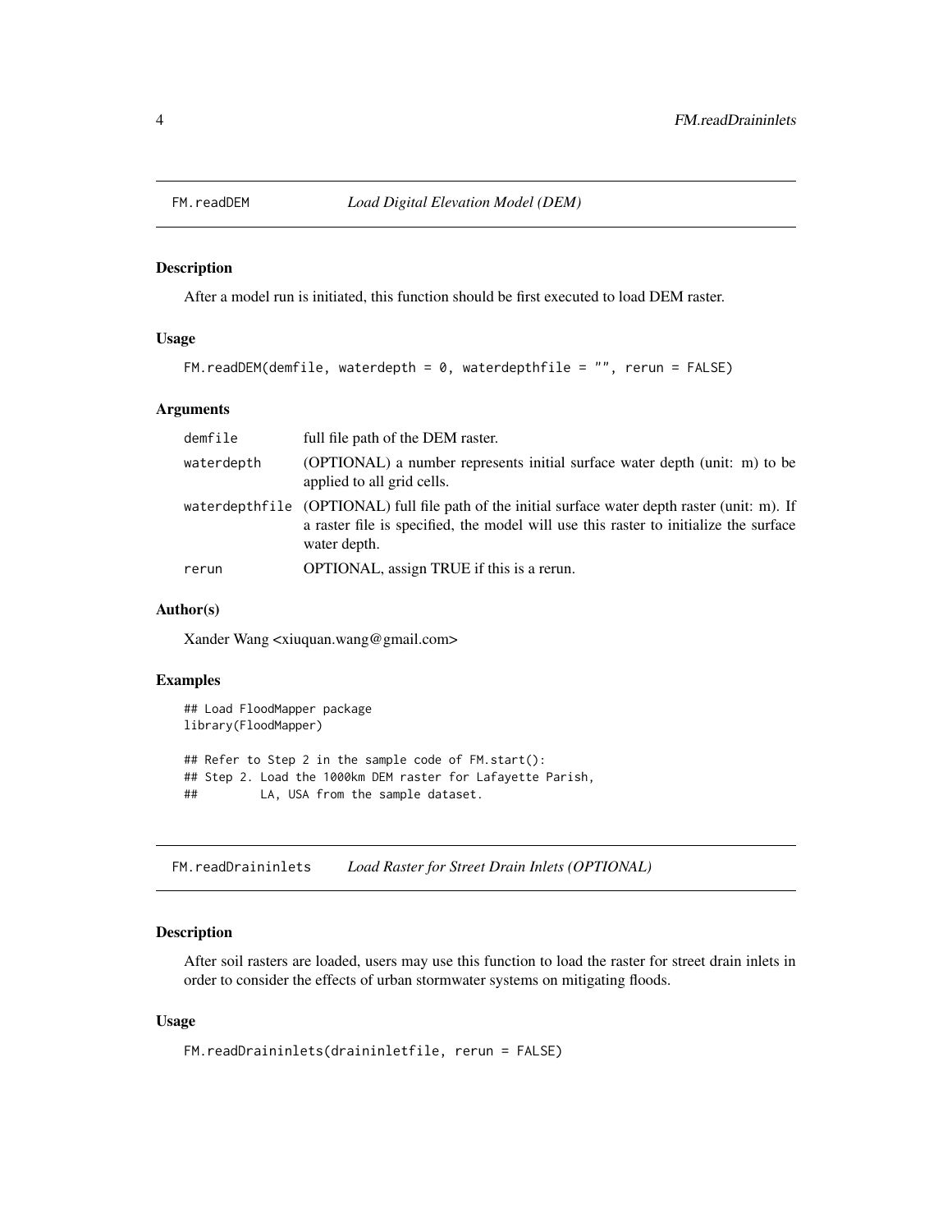## FM.readDEM — *Load Digital Elevation Model (DEM)*

### Description

After a model run is initiated, this function should be first executed to load DEM raster.

### Usage

```
FM.readDEM(demfile, waterdepth = 0, waterdepthfile = "", rerun = FALSE)
```

### Arguments

| | |
|---|---|
| demfile | full file path of the DEM raster. |
| waterdepth | (OPTIONAL) a number represents initial surface water depth (unit: m) to be applied to all grid cells. |
| waterdepthfile | (OPTIONAL) full file path of the initial surface water depth raster (unit: m). If a raster file is specified, the model will use this raster to initialize the surface water depth. |
| rerun | OPTIONAL, assign TRUE if this is a rerun. |

### Author(s)

Xander Wang <xiuquan.wang@gmail.com>

### Examples

```
## Load FloodMapper package
library(FloodMapper)

## Refer to Step 2 in the sample code of FM.start():
## Step 2. Load the 1000km DEM raster for Lafayette Parish,
##         LA, USA from the sample dataset.
```

## FM.readDraininlets — *Load Raster for Street Drain Inlets (OPTIONAL)*

### Description

After soil rasters are loaded, users may use this function to load the raster for street drain inlets in order to consider the effects of urban stormwater systems on mitigating floods.

### Usage

```
FM.readDraininlets(draininletfile, rerun = FALSE)
```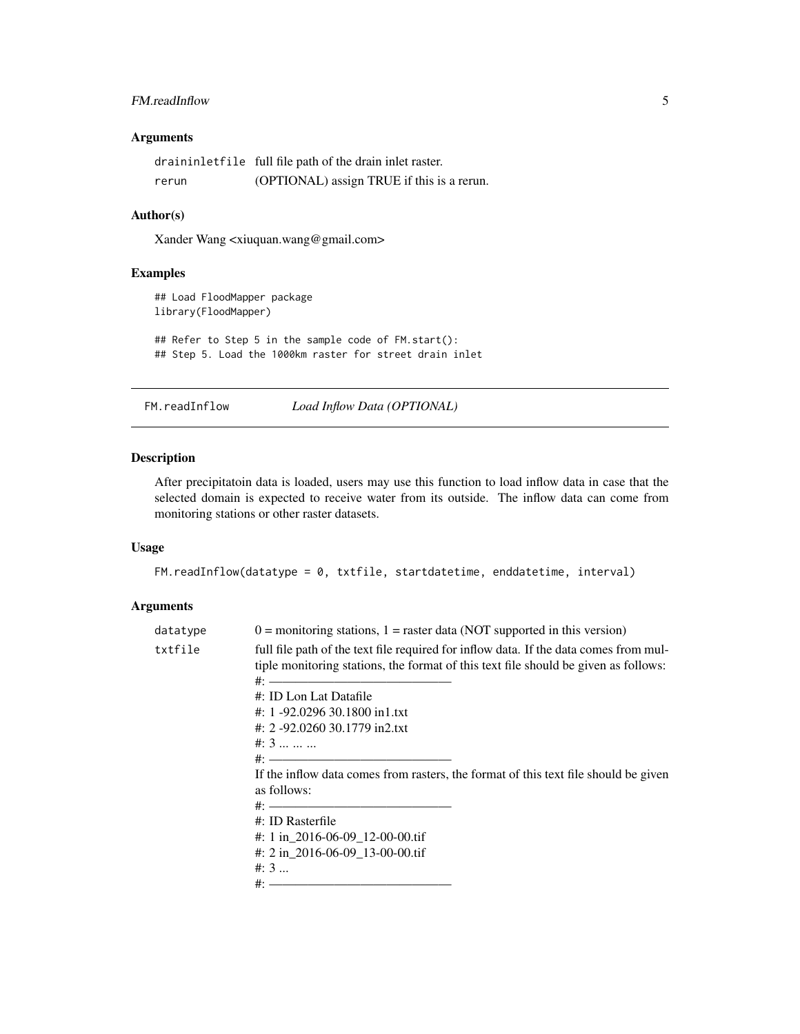### Arguments

draininletfile full file path of the drain inlet raster.

rerun (OPTIONAL) assign TRUE if this is a rerun.

### Author(s)

Xander Wang <xiuquan.wang@gmail.com>

### Examples

```
## Load FloodMapper package
library(FloodMapper)

## Refer to Step 5 in the sample code of FM.start():
## Step 5. Load the 1000km raster for street drain inlet
```

---

## FM.readInflow *Load Inflow Data (OPTIONAL)*

---

### Description

After precipitatoin data is loaded, users may use this function to load inflow data in case that the selected domain is expected to receive water from its outside. The inflow data can come from monitoring stations or other raster datasets.

### Usage

```
FM.readInflow(datatype = 0, txtfile, startdatetime, enddatetime, interval)
```

### Arguments

datatype 0 = monitoring stations, 1 = raster data (NOT supported in this version)

txtfile full file path of the text file required for inflow data. If the data comes from multiple monitoring stations, the format of this text file should be given as follows:
#: ——————————————
#: ID Lon Lat Datafile
#: 1 -92.0296 30.1800 in1.txt
#: 2 -92.0260 30.1779 in2.txt
#: 3 ... ... ...
#: ——————————————
If the inflow data comes from rasters, the format of this text file should be given as follows:
#: ——————————————
#: ID Rasterfile
#: 1 in_2016-06-09_12-00-00.tif
#: 2 in_2016-06-09_13-00-00.tif
#: 3 ...
#: ——————————————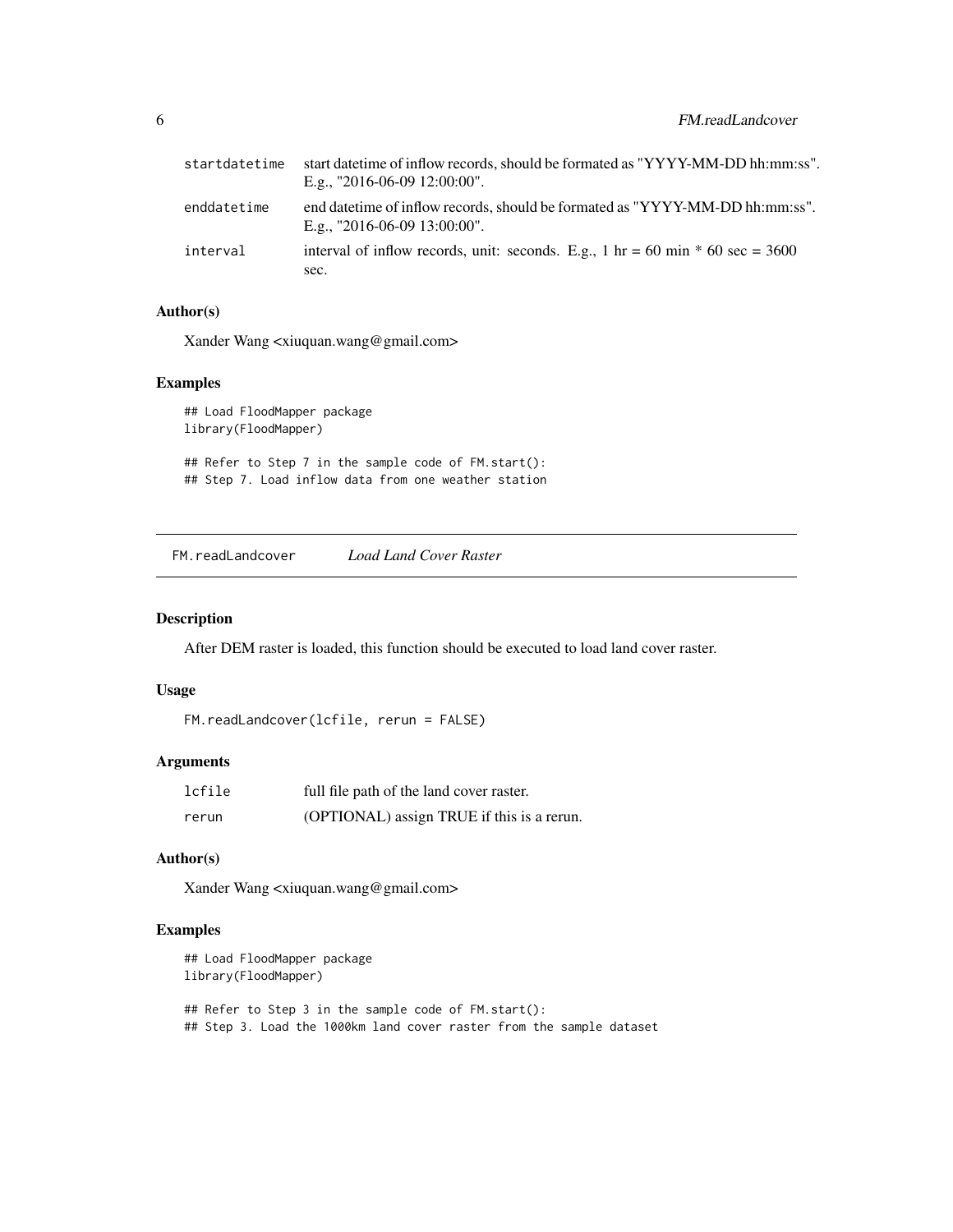| | |
|---|---|
| startdatetime | start datetime of inflow records, should be formated as "YYYY-MM-DD hh:mm:ss". E.g., "2016-06-09 12:00:00". |
| enddatetime | end datetime of inflow records, should be formated as "YYYY-MM-DD hh:mm:ss". E.g., "2016-06-09 13:00:00". |
| interval | interval of inflow records, unit: seconds. E.g., 1 hr = 60 min * 60 sec = 3600 sec. |

### Author(s)

Xander Wang <xiuquan.wang@gmail.com>

### Examples

```
## Load FloodMapper package
library(FloodMapper)

## Refer to Step 7 in the sample code of FM.start():
## Step 7. Load inflow data from one weather station
```

---

## FM.readLandcover *Load Land Cover Raster*

### Description

After DEM raster is loaded, this function should be executed to load land cover raster.

### Usage

```
FM.readLandcover(lcfile, rerun = FALSE)
```

### Arguments

| | |
|---|---|
| lcfile | full file path of the land cover raster. |
| rerun | (OPTIONAL) assign TRUE if this is a rerun. |

### Author(s)

Xander Wang <xiuquan.wang@gmail.com>

### Examples

```
## Load FloodMapper package
library(FloodMapper)

## Refer to Step 3 in the sample code of FM.start():
## Step 3. Load the 1000km land cover raster from the sample dataset
```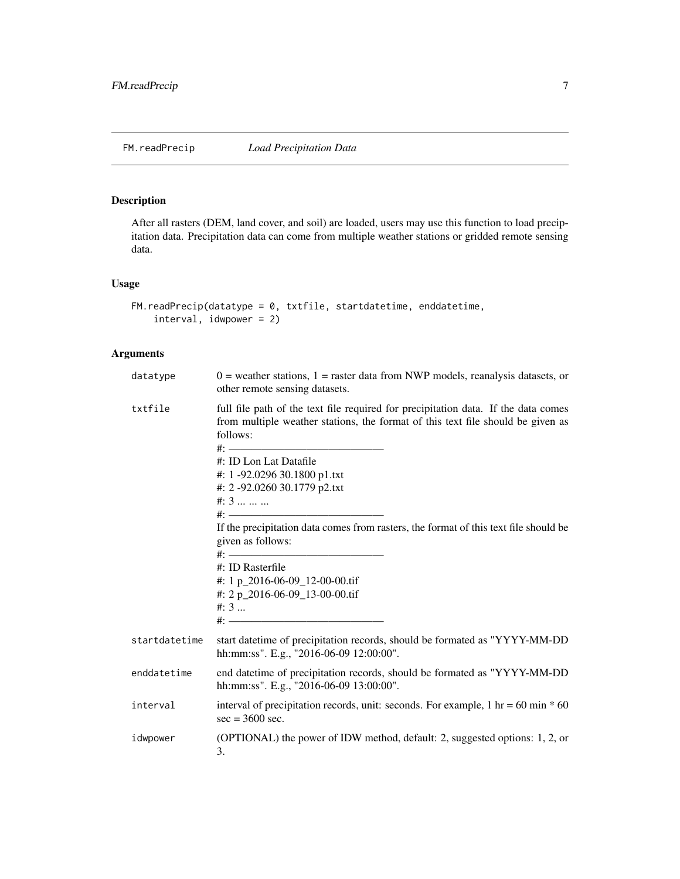## FM.readPrecip *Load Precipitation Data*

### Description

After all rasters (DEM, land cover, and soil) are loaded, users may use this function to load precipitation data. Precipitation data can come from multiple weather stations or gridded remote sensing data.

### Usage

```
FM.readPrecip(datatype = 0, txtfile, startdatetime, enddatetime,
    interval, idwpower = 2)
```

### Arguments

| | |
|---|---|
| datatype | 0 = weather stations, 1 = raster data from NWP models, reanalysis datasets, or other remote sensing datasets. |
| txtfile | full file path of the text file required for precipitation data. If the data comes from multiple weather stations, the format of this text file should be given as follows:<br>#: ——————————————<br>#: ID Lon Lat Datafile<br>#: 1 -92.0296 30.1800 p1.txt<br>#: 2 -92.0260 30.1779 p2.txt<br>#: 3 ... ... ...<br>#: ——————————————<br>If the precipitation data comes from rasters, the format of this text file should be given as follows:<br>#: ——————————————<br>#: ID Rasterfile<br>#: 1 p_2016-06-09_12-00-00.tif<br>#: 2 p_2016-06-09_13-00-00.tif<br>#: 3 ...<br>#: —————————————— |
| startdatetime | start datetime of precipitation records, should be formated as "YYYY-MM-DD hh:mm:ss". E.g., "2016-06-09 12:00:00". |
| enddatetime | end datetime of precipitation records, should be formated as "YYYY-MM-DD hh:mm:ss". E.g., "2016-06-09 13:00:00". |
| interval | interval of precipitation records, unit: seconds. For example, 1 hr = 60 min * 60 sec = 3600 sec. |
| idwpower | (OPTIONAL) the power of IDW method, default: 2, suggested options: 1, 2, or 3. |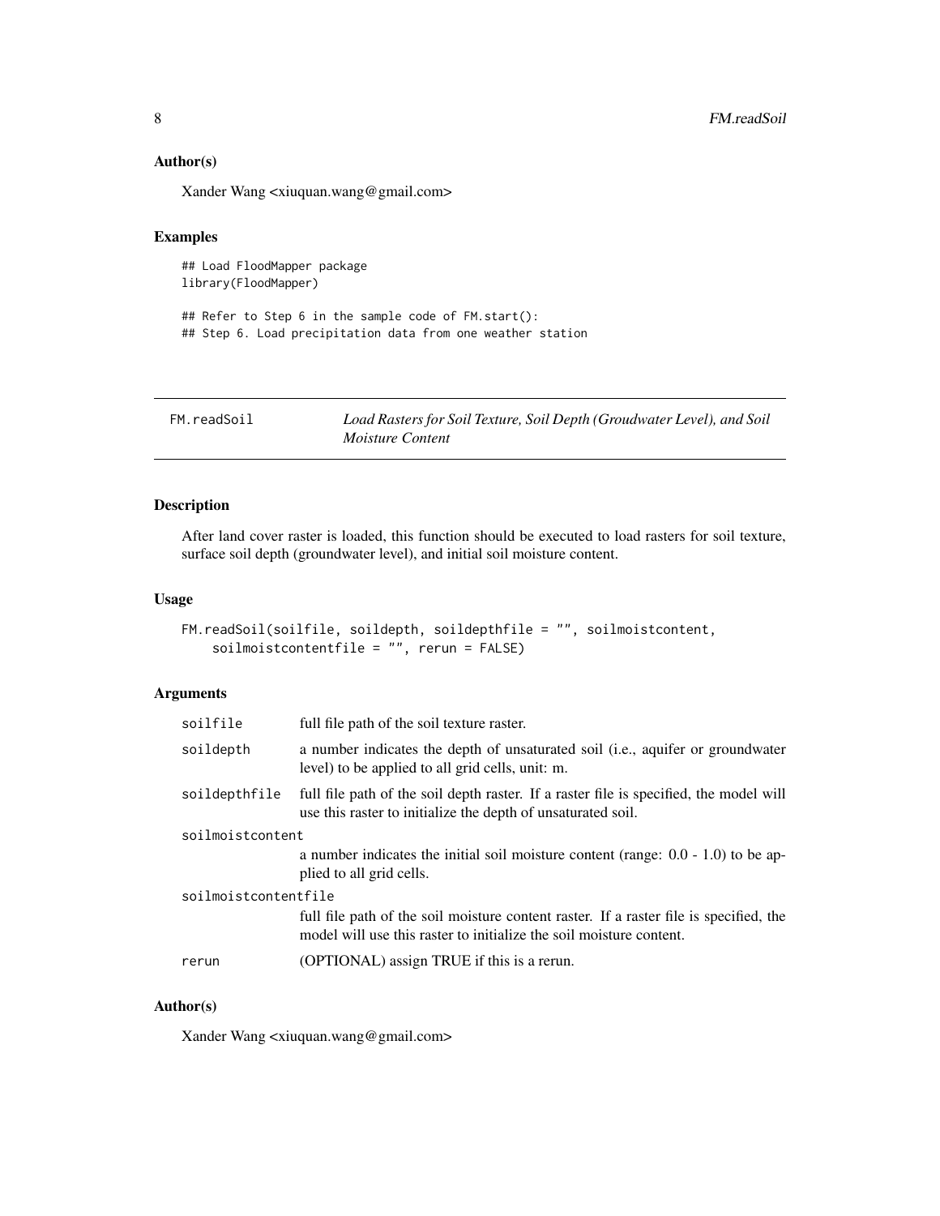## Author(s)

Xander Wang <xiuquan.wang@gmail.com>

## Examples

```
## Load FloodMapper package
library(FloodMapper)

## Refer to Step 6 in the sample code of FM.start():
## Step 6. Load precipitation data from one weather station
```

---

# FM.readSoil — *Load Rasters for Soil Texture, Soil Depth (Groudwater Level), and Soil Moisture Content*

## Description

After land cover raster is loaded, this function should be executed to load rasters for soil texture, surface soil depth (groundwater level), and initial soil moisture content.

## Usage

```
FM.readSoil(soilfile, soildepth, soildepthfile = "", soilmoistcontent,
    soilmoistcontentfile = "", rerun = FALSE)
```

## Arguments

| | |
|---|---|
| soilfile | full file path of the soil texture raster. |
| soildepth | a number indicates the depth of unsaturated soil (i.e., aquifer or groundwater level) to be applied to all grid cells, unit: m. |
| soildepthfile | full file path of the soil depth raster. If a raster file is specified, the model will use this raster to initialize the depth of unsaturated soil. |
| soilmoistcontent | a number indicates the initial soil moisture content (range: 0.0 - 1.0) to be applied to all grid cells. |
| soilmoistcontentfile | full file path of the soil moisture content raster. If a raster file is specified, the model will use this raster to initialize the soil moisture content. |
| rerun | (OPTIONAL) assign TRUE if this is a rerun. |

## Author(s)

Xander Wang <xiuquan.wang@gmail.com>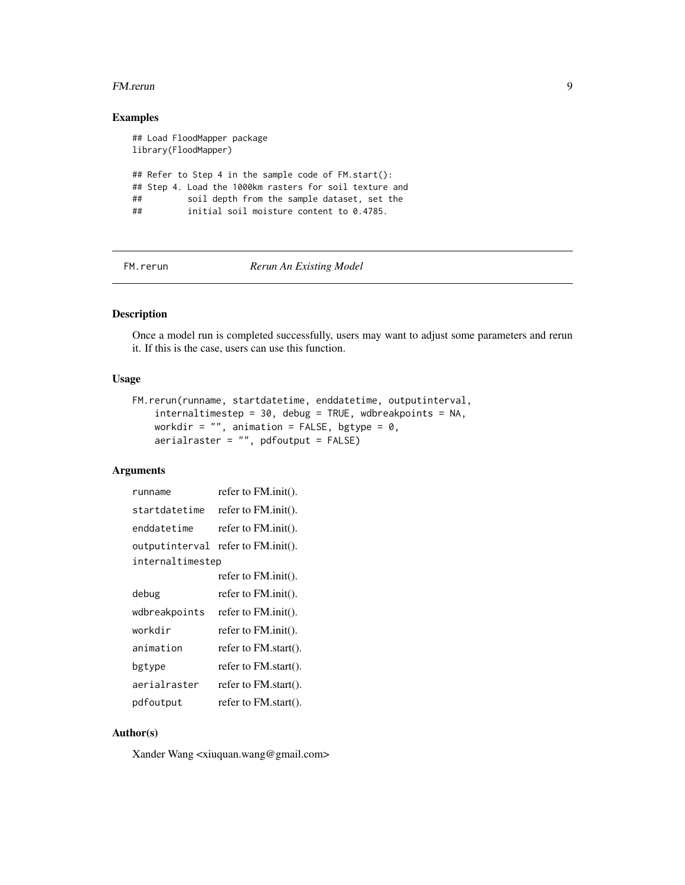## Examples

```
## Load FloodMapper package
library(FloodMapper)

## Refer to Step 4 in the sample code of FM.start():
## Step 4. Load the 1000km rasters for soil texture and
##         soil depth from the sample dataset, set the
##         initial soil moisture content to 0.4785.
```

---

# FM.rerun — *Rerun An Existing Model*

---

## Description

Once a model run is completed successfully, users may want to adjust some parameters and rerun it. If this is the case, users can use this function.

## Usage

```
FM.rerun(runname, startdatetime, enddatetime, outputinterval,
    internaltimestep = 30, debug = TRUE, wdbreakpoints = NA,
    workdir = "", animation = FALSE, bgtype = 0,
    aerialraster = "", pdfoutput = FALSE)
```

## Arguments

| | |
|---|---|
| `runname` | refer to FM.init(). |
| `startdatetime` | refer to FM.init(). |
| `enddatetime` | refer to FM.init(). |
| `outputinterval` | refer to FM.init(). |
| `internaltimestep` | refer to FM.init(). |
| `debug` | refer to FM.init(). |
| `wdbreakpoints` | refer to FM.init(). |
| `workdir` | refer to FM.init(). |
| `animation` | refer to FM.start(). |
| `bgtype` | refer to FM.start(). |
| `aerialraster` | refer to FM.start(). |
| `pdfoutput` | refer to FM.start(). |

## Author(s)

Xander Wang <xiuquan.wang@gmail.com>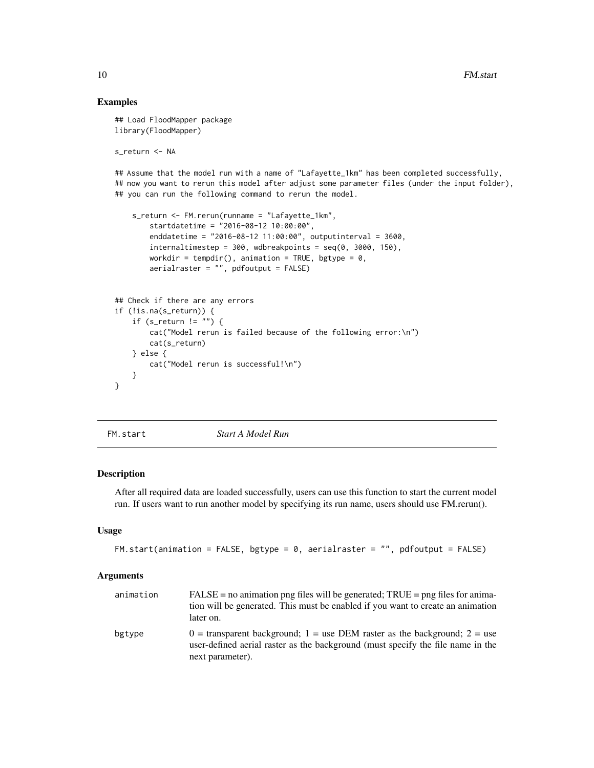## Examples

```
## Load FloodMapper package
library(FloodMapper)

s_return <- NA

## Assume that the model run with a name of "Lafayette_1km" has been completed successfully,
## now you want to rerun this model after adjust some parameter files (under the input folder),
## you can run the following command to rerun the model.

    s_return <- FM.rerun(runname = "Lafayette_1km",
        startdatetime = "2016-08-12 10:00:00",
        enddatetime = "2016-08-12 11:00:00", outputinterval = 3600,
        internaltimestep = 300, wdbreakpoints = seq(0, 3000, 150),
        workdir = tempdir(), animation = TRUE, bgtype = 0,
        aerialraster = "", pdfoutput = FALSE)


## Check if there are any errors
if (!is.na(s_return)) {
    if (s_return != "") {
        cat("Model rerun is failed because of the following error:\n")
        cat(s_return)
    } else {
        cat("Model rerun is successful!\n")
    }
}
```

---

# FM.start — *Start A Model Run*

---

## Description

After all required data are loaded successfully, users can use this function to start the current model run. If users want to run another model by specifying its run name, users should use FM.rerun().

## Usage

```
FM.start(animation = FALSE, bgtype = 0, aerialraster = "", pdfoutput = FALSE)
```

## Arguments

| | |
|---|---|
| animation | FALSE = no animation png files will be generated; TRUE = png files for animation will be generated. This must be enabled if you want to create an animation later on. |
| bgtype | 0 = transparent background; 1 = use DEM raster as the background; 2 = use user-defined aerial raster as the background (must specify the file name in the next parameter). |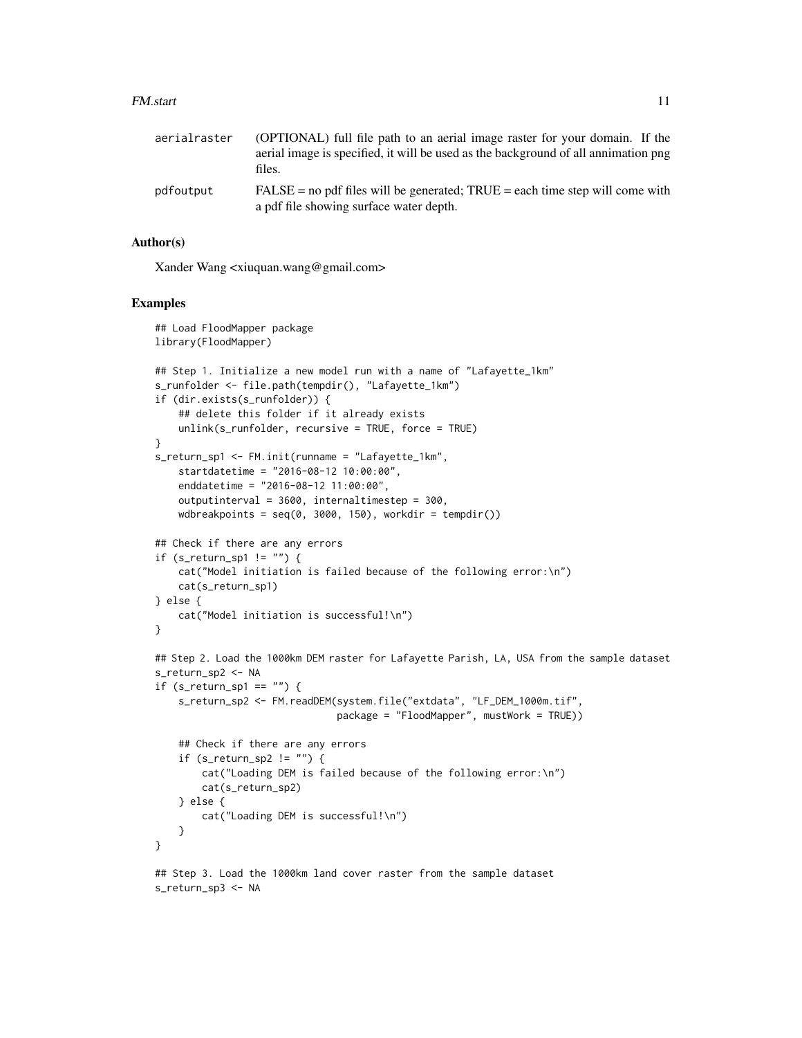| | |
|---|---|
| aerialraster | (OPTIONAL) full file path to an aerial image raster for your domain. If the aerial image is specified, it will be used as the background of all annimation png files. |
| pdfoutput | FALSE = no pdf files will be generated; TRUE = each time step will come with a pdf file showing surface water depth. |

### Author(s)

Xander Wang <xiuquan.wang@gmail.com>

### Examples

```
## Load FloodMapper package
library(FloodMapper)

## Step 1. Initialize a new model run with a name of "Lafayette_1km"
s_runfolder <- file.path(tempdir(), "Lafayette_1km")
if (dir.exists(s_runfolder)) {
    ## delete this folder if it already exists
    unlink(s_runfolder, recursive = TRUE, force = TRUE)
}
s_return_sp1 <- FM.init(runname = "Lafayette_1km",
    startdatetime = "2016-08-12 10:00:00",
    enddatetime = "2016-08-12 11:00:00",
    outputinterval = 3600, internaltimestep = 300,
    wdbreakpoints = seq(0, 3000, 150), workdir = tempdir())

## Check if there are any errors
if (s_return_sp1 != "") {
    cat("Model initiation is failed because of the following error:\n")
    cat(s_return_sp1)
} else {
    cat("Model initiation is successful!\n")
}

## Step 2. Load the 1000km DEM raster for Lafayette Parish, LA, USA from the sample dataset
s_return_sp2 <- NA
if (s_return_sp1 == "") {
    s_return_sp2 <- FM.readDEM(system.file("extdata", "LF_DEM_1000m.tif",
                               package = "FloodMapper", mustWork = TRUE))

    ## Check if there are any errors
    if (s_return_sp2 != "") {
        cat("Loading DEM is failed because of the following error:\n")
        cat(s_return_sp2)
    } else {
        cat("Loading DEM is successful!\n")
    }
}

## Step 3. Load the 1000km land cover raster from the sample dataset
s_return_sp3 <- NA
```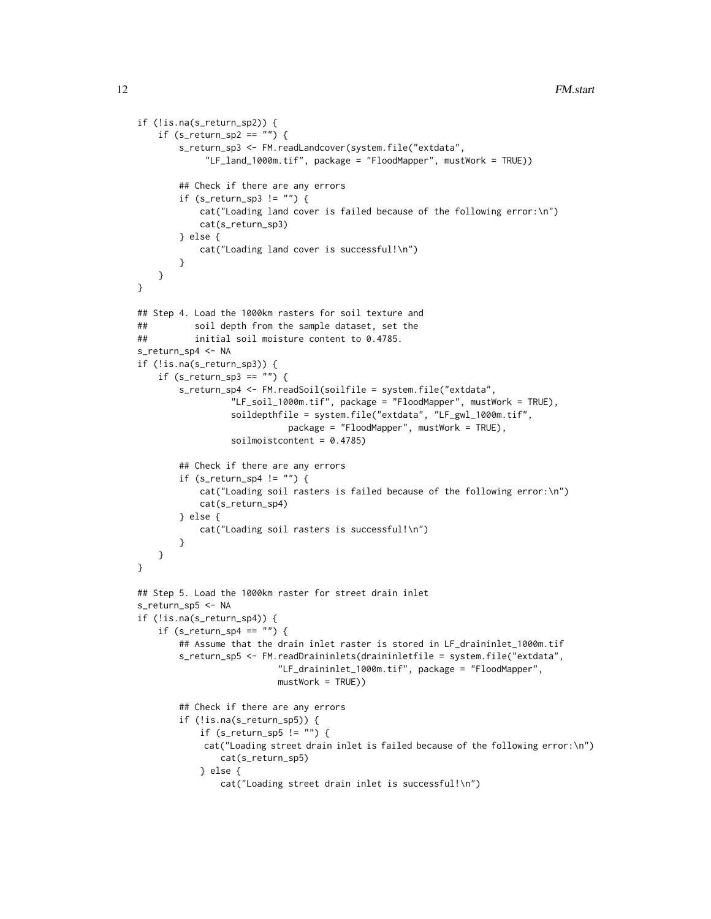```
if (!is.na(s_return_sp2)) {
    if (s_return_sp2 == "") {
        s_return_sp3 <- FM.readLandcover(system.file("extdata",
             "LF_land_1000m.tif", package = "FloodMapper", mustWork = TRUE))

        ## Check if there are any errors
        if (s_return_sp3 != "") {
            cat("Loading land cover is failed because of the following error:\n")
            cat(s_return_sp3)
        } else {
            cat("Loading land cover is successful!\n")
        }
    }
}

## Step 4. Load the 1000km rasters for soil texture and
##         soil depth from the sample dataset, set the
##         initial soil moisture content to 0.4785.
s_return_sp4 <- NA
if (!is.na(s_return_sp3)) {
    if (s_return_sp3 == "") {
        s_return_sp4 <- FM.readSoil(soilfile = system.file("extdata",
                  "LF_soil_1000m.tif", package = "FloodMapper", mustWork = TRUE),
                  soildepthfile = system.file("extdata", "LF_gwl_1000m.tif",
                             package = "FloodMapper", mustWork = TRUE),
                  soilmoistcontent = 0.4785)

        ## Check if there are any errors
        if (s_return_sp4 != "") {
            cat("Loading soil rasters is failed because of the following error:\n")
            cat(s_return_sp4)
        } else {
            cat("Loading soil rasters is successful!\n")
        }
    }
}

## Step 5. Load the 1000km raster for street drain inlet
s_return_sp5 <- NA
if (!is.na(s_return_sp4)) {
    if (s_return_sp4 == "") {
        ## Assume that the drain inlet raster is stored in LF_draininlet_1000m.tif
        s_return_sp5 <- FM.readDraininlets(draininletfile = system.file("extdata",
                          "LF_draininlet_1000m.tif", package = "FloodMapper",
                          mustWork = TRUE))

        ## Check if there are any errors
        if (!is.na(s_return_sp5)) {
            if (s_return_sp5 != "") {
             cat("Loading street drain inlet is failed because of the following error:\n")
                cat(s_return_sp5)
            } else {
                cat("Loading street drain inlet is successful!\n")
```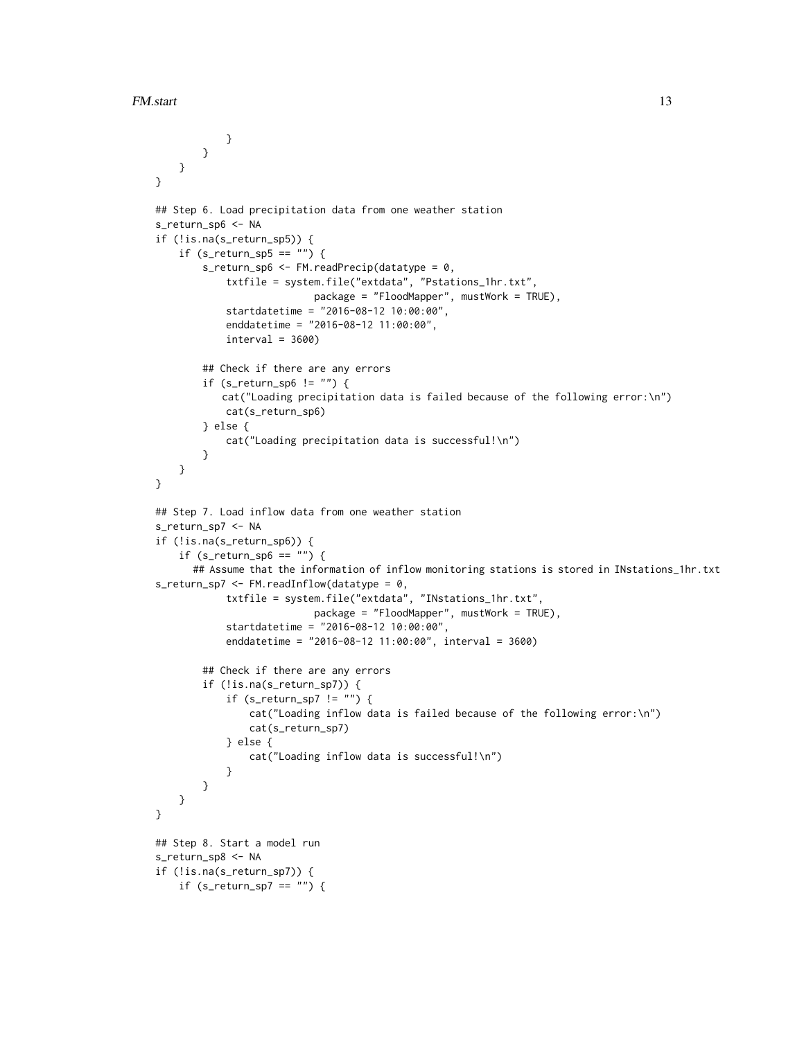```
            }
        }
    }
}

## Step 6. Load precipitation data from one weather station
s_return_sp6 <- NA
if (!is.na(s_return_sp5)) {
    if (s_return_sp5 == "") {
        s_return_sp6 <- FM.readPrecip(datatype = 0,
            txtfile = system.file("extdata", "Pstations_1hr.txt",
                            package = "FloodMapper", mustWork = TRUE),
            startdatetime = "2016-08-12 10:00:00",
            enddatetime = "2016-08-12 11:00:00",
            interval = 3600)

        ## Check if there are any errors
        if (s_return_sp6 != "") {
           cat("Loading precipitation data is failed because of the following error:\n")
            cat(s_return_sp6)
        } else {
            cat("Loading precipitation data is successful!\n")
        }
    }
}

## Step 7. Load inflow data from one weather station
s_return_sp7 <- NA
if (!is.na(s_return_sp6)) {
    if (s_return_sp6 == "") {
      ## Assume that the information of inflow monitoring stations is stored in INstations_1hr.txt
s_return_sp7 <- FM.readInflow(datatype = 0,
            txtfile = system.file("extdata", "INstations_1hr.txt",
                            package = "FloodMapper", mustWork = TRUE),
            startdatetime = "2016-08-12 10:00:00",
            enddatetime = "2016-08-12 11:00:00", interval = 3600)

        ## Check if there are any errors
        if (!is.na(s_return_sp7)) {
            if (s_return_sp7 != "") {
                cat("Loading inflow data is failed because of the following error:\n")
                cat(s_return_sp7)
            } else {
                cat("Loading inflow data is successful!\n")
            }
        }
    }
}

## Step 8. Start a model run
s_return_sp8 <- NA
if (!is.na(s_return_sp7)) {
    if (s_return_sp7 == "") {
```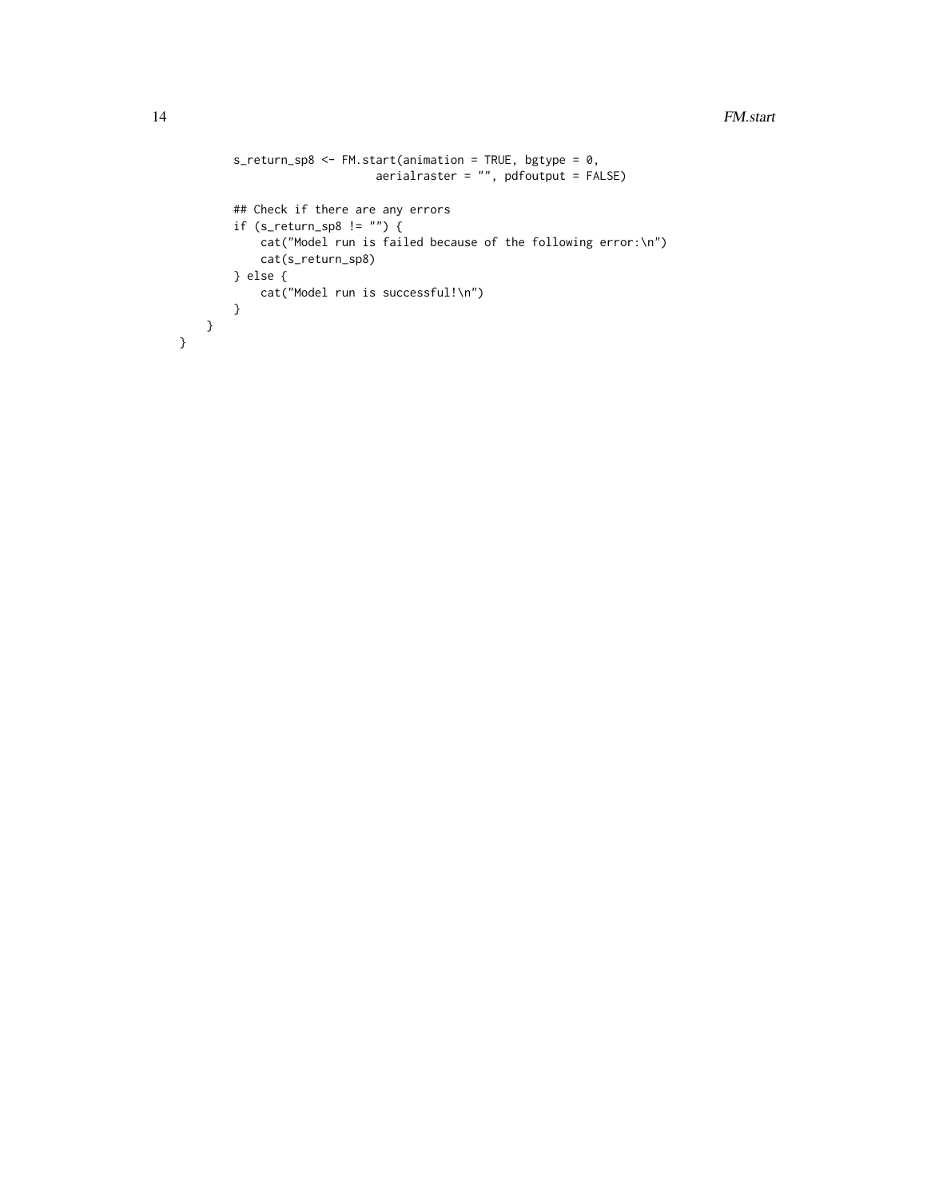```
        s_return_sp8 <- FM.start(animation = TRUE, bgtype = 0,
                             aerialraster = "", pdfoutput = FALSE)

        ## Check if there are any errors
        if (s_return_sp8 != "") {
            cat("Model run is failed because of the following error:\n")
            cat(s_return_sp8)
        } else {
            cat("Model run is successful!\n")
        }
    }
}
```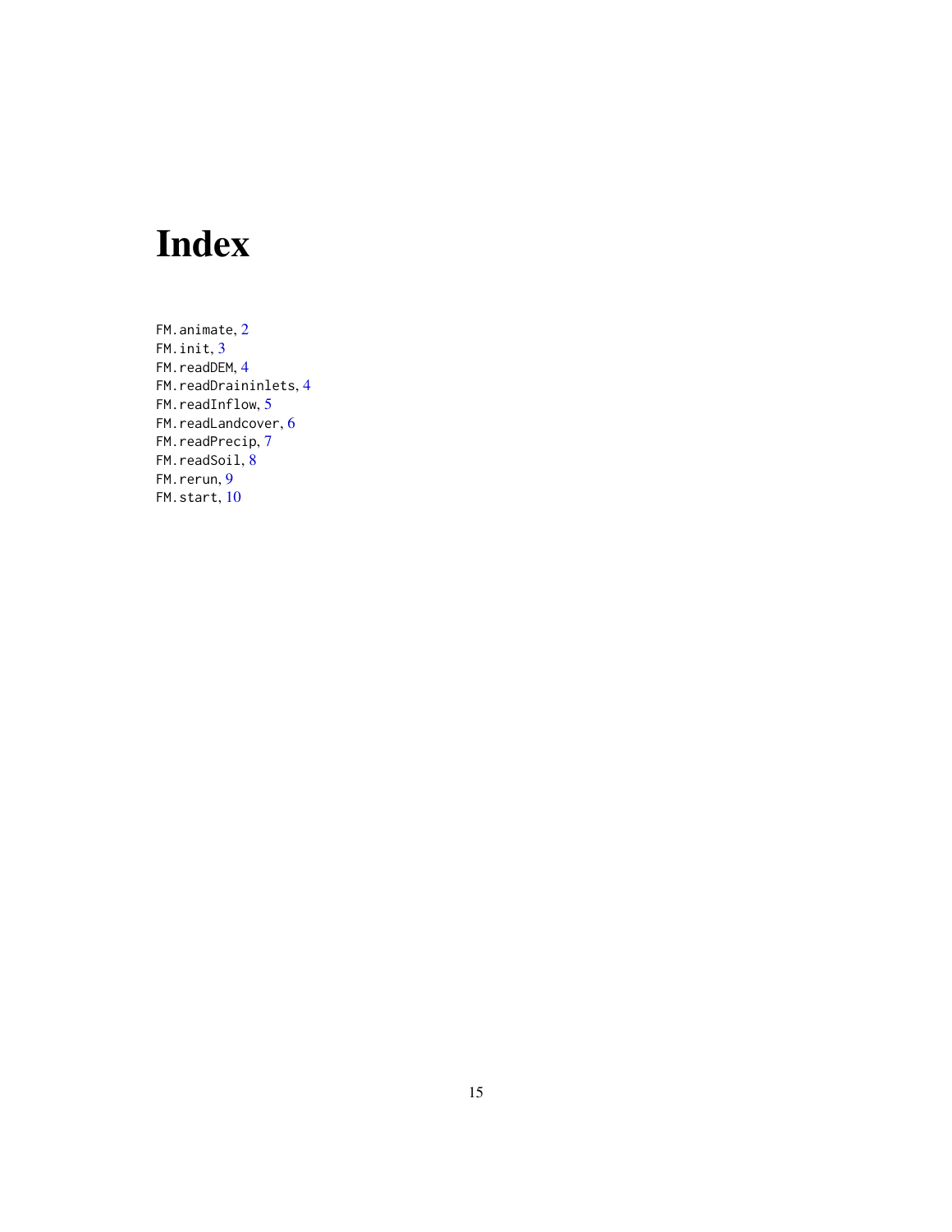# Index

FM.animate, 2
FM.init, 3
FM.readDEM, 4
FM.readDraininlets, 4
FM.readInflow, 5
FM.readLandcover, 6
FM.readPrecip, 7
FM.readSoil, 8
FM.rerun, 9
FM.start, 10